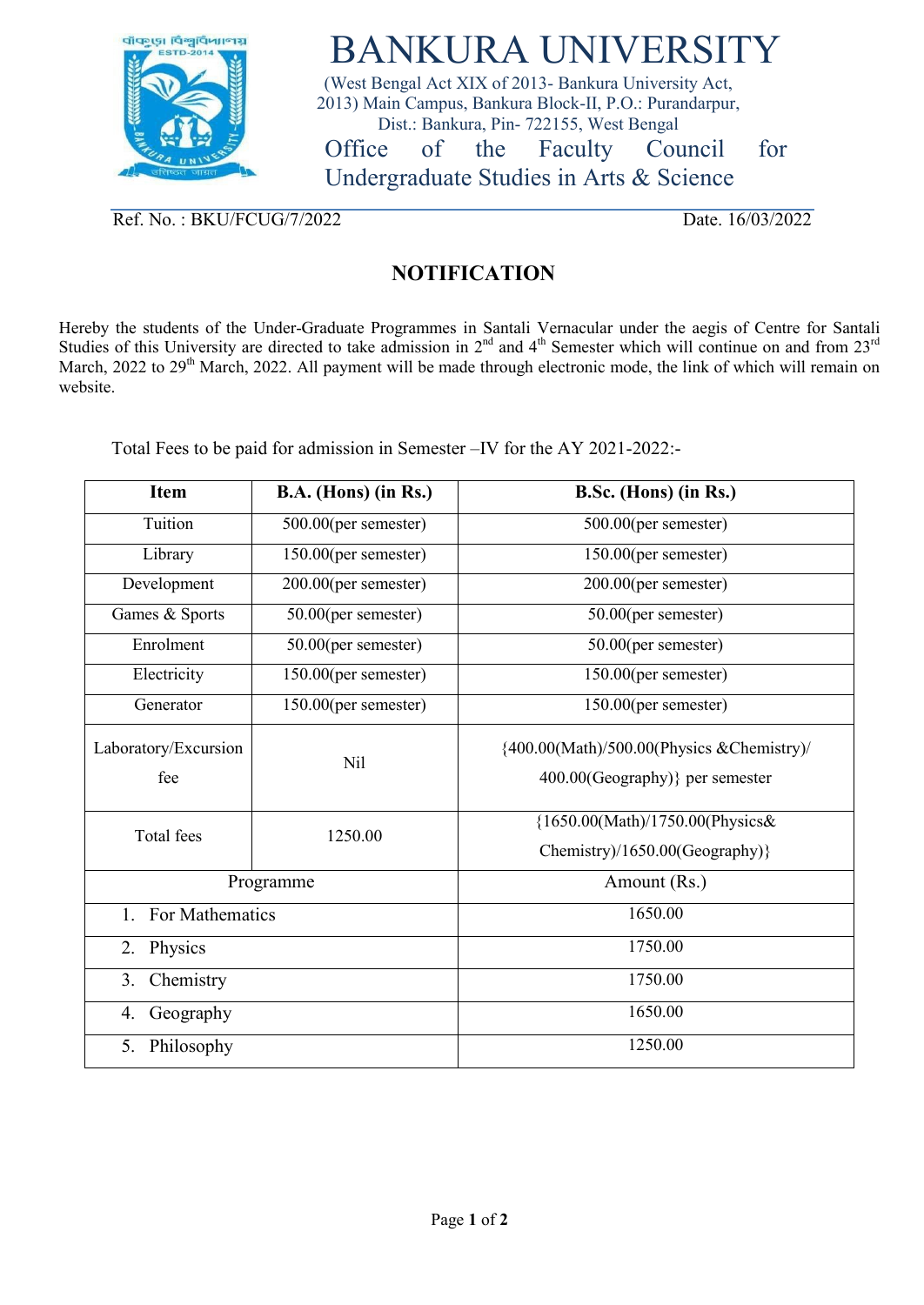# BANKURA UNIVERSITY

(West Bengal Act XIX of 2013- Bankura University Act, 2013) Main Campus, Bankura Block-II, P.O.: Purandarpur, Dist.: Bankura, Pin- 722155, West Bengal

Office of the Faculty Council for Undergraduate Studies in Arts & Science

Ref. No. : BKU/FCUG/7/2022 Date. 16/03/2022

## NOTIFICATION

Hereby the students of the Under-Graduate Programmes in Santali Vernacular under the aegis of Centre for Santali Studies of this University are directed to take admission in 2nd and 4th Semester which will continue on and from 23rd March, 2022 to 29th March, 2022. All payment will be made through electronic mode, the link of which will remain on website.

Total Fees to be paid for admission in Semester –IV for the AY 2021-2022:-

| Item | B.A. (Hons) (in Rs.) | B.Sc. (Hons) (in Rs.) |
|---|---|---|
| Tuition | 500.00(per semester) | 500.00(per semester) |
| Library | 150.00(per semester) | 150.00(per semester) |
| Development | 200.00(per semester) | 200.00(per semester) |
| Games & Sports | 50.00(per semester) | 50.00(per semester) |
| Enrolment | 50.00(per semester) | 50.00(per semester) |
| Electricity | 150.00(per semester) | 150.00(per semester) |
| Generator | 150.00(per semester) | 150.00(per semester) |
| Laboratory/Excursion fee | Nil | {400.00(Math)/500.00(Physics &Chemistry)/ 400.00(Geography)} per semester |
| Total fees | 1250.00 | {1650.00(Math)/1750.00(Physics& Chemistry)/1650.00(Geography)} |

| Programme | Amount (Rs.) |
|---|---|
| 1. For Mathematics | 1650.00 |
| 2. Physics | 1750.00 |
| 3. Chemistry | 1750.00 |
| 4. Geography | 1650.00 |
| 5. Philosophy | 1250.00 |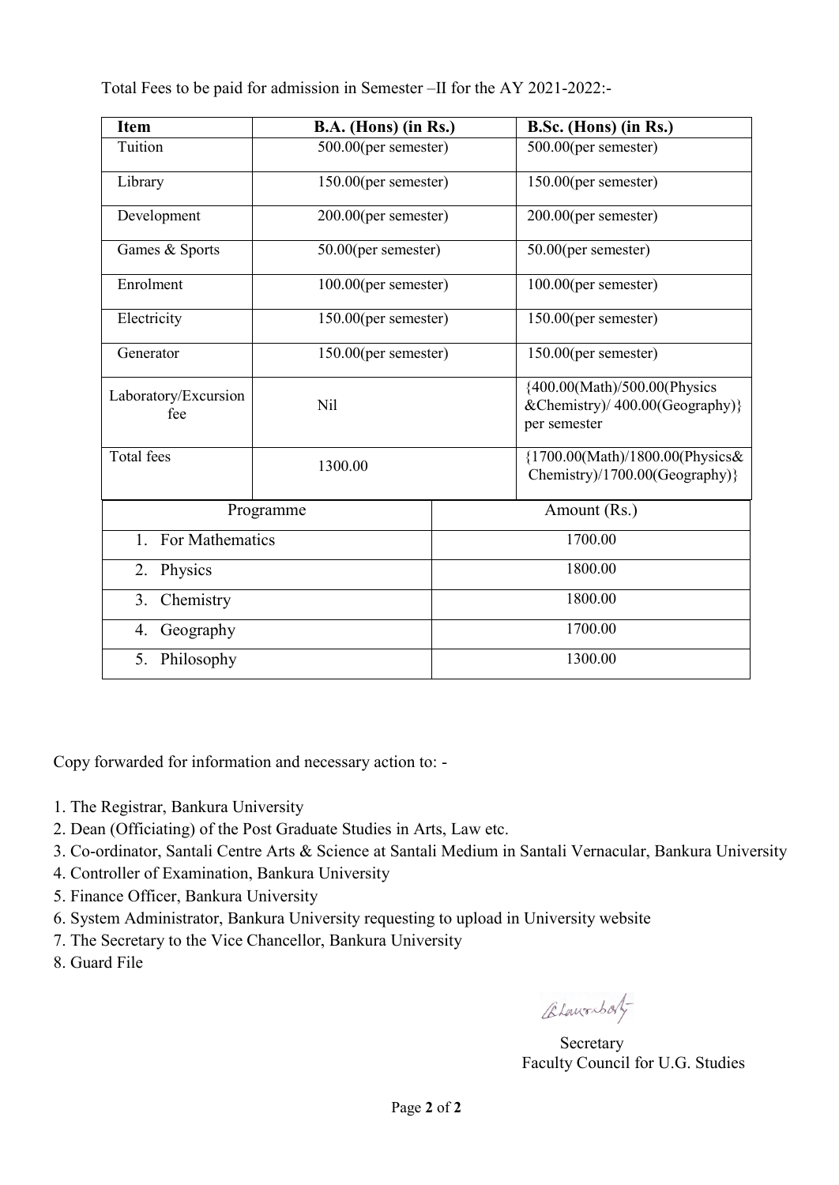Total Fees to be paid for admission in Semester –II for the AY 2021-2022:-

| Item | B.A. (Hons) (in Rs.) | B.Sc. (Hons) (in Rs.) |
|---|---|---|
| Tuition | 500.00(per semester) | 500.00(per semester) |
| Library | 150.00(per semester) | 150.00(per semester) |
| Development | 200.00(per semester) | 200.00(per semester) |
| Games & Sports | 50.00(per semester) | 50.00(per semester) |
| Enrolment | 100.00(per semester) | 100.00(per semester) |
| Electricity | 150.00(per semester) | 150.00(per semester) |
| Generator | 150.00(per semester) | 150.00(per semester) |
| Laboratory/Excursion fee | Nil | {400.00(Math)/500.00(Physics &Chemistry)/ 400.00(Geography)} per semester |
| Total fees | 1300.00 | {1700.00(Math)/1800.00(Physics& Chemistry)/1700.00(Geography)} |

| Programme | Amount (Rs.) |
|---|---|
| 1. For Mathematics | 1700.00 |
| 2. Physics | 1800.00 |
| 3. Chemistry | 1800.00 |
| 4. Geography | 1700.00 |
| 5. Philosophy | 1300.00 |

Copy forwarded for information and necessary action to: -

1. The Registrar, Bankura University
2. Dean (Officiating) of the Post Graduate Studies in Arts, Law etc.
3. Co-ordinator, Santali Centre Arts & Science at Santali Medium in Santali Vernacular, Bankura University
4. Controller of Examination, Bankura University
5. Finance Officer, Bankura University
6. System Administrator, Bankura University requesting to upload in University website
7. The Secretary to the Vice Chancellor, Bankura University
8. Guard File

Secretary
Faculty Council for U.G. Studies